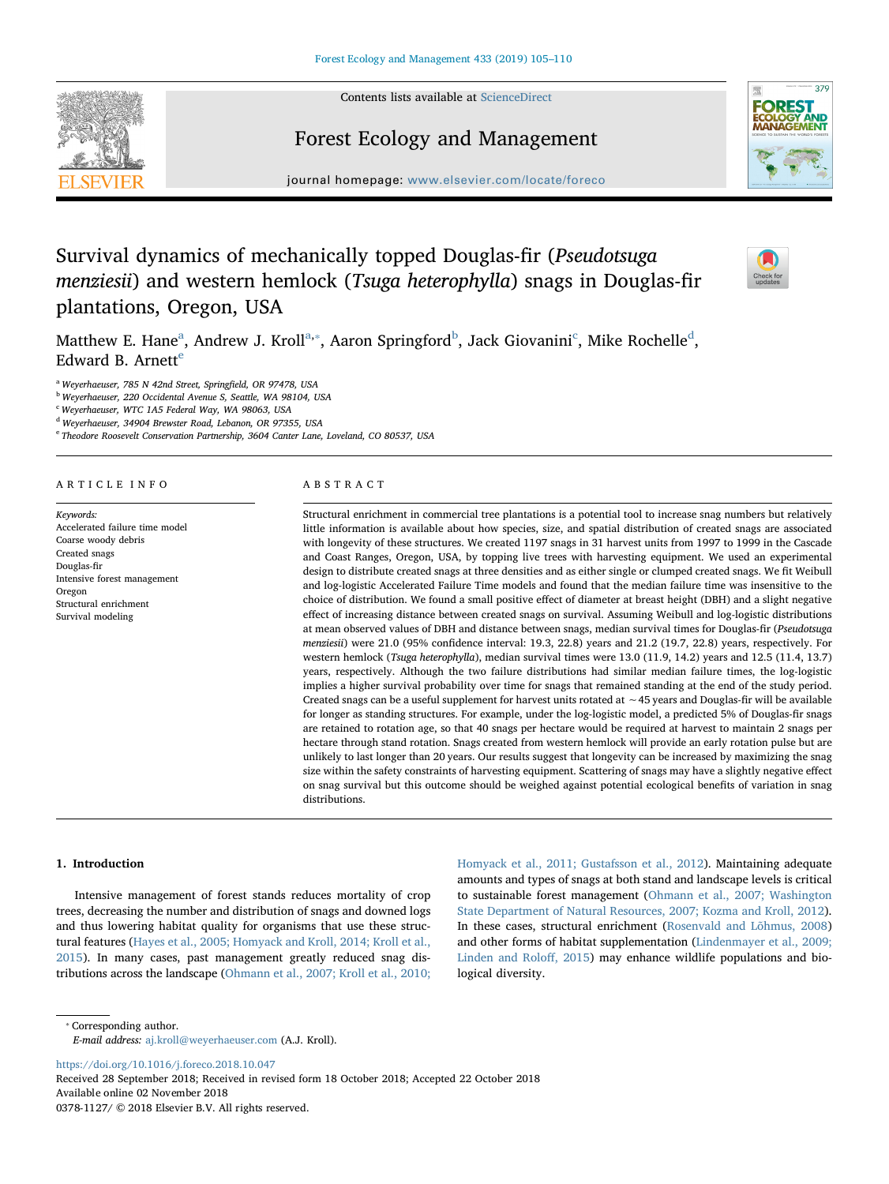# Survival dynamics of mechanically topped Douglas-fir (*Pseudotsuga menziesii*) and western hemlock (*Tsuga heterophylla*) snags in Douglas-fir plantations, Oregon, USA

Matthew E. Hane[a], Andrew J. Kroll[a,*], Aaron Springford[b], Jack Giovanini[c], Mike Rochelle[d], Edward B. Arnett[e]

[a] Weyerhaeuser, 785 N 42nd Street, Springfield, OR 97478, USA
[b] Weyerhaeuser, 220 Occidental Avenue S, Seattle, WA 98104, USA
[c] Weyerhaeuser, WTC 1A5 Federal Way, WA 98063, USA
[d] Weyerhaeuser, 34904 Brewster Road, Lebanon, OR 97355, USA
[e] Theodore Roosevelt Conservation Partnership, 3604 Canter Lane, Loveland, CO 80537, USA

## ARTICLE INFO

*Keywords:*
Accelerated failure time model
Coarse woody debris
Created snags
Douglas-fir
Intensive forest management
Oregon
Structural enrichment
Survival modeling

## ABSTRACT

Structural enrichment in commercial tree plantations is a potential tool to increase snag numbers but relatively little information is available about how species, size, and spatial distribution of created snags are associated with longevity of these structures. We created 1197 snags in 31 harvest units from 1997 to 1999 in the Cascade and Coast Ranges, Oregon, USA, by topping live trees with harvesting equipment. We used an experimental design to distribute created snags at three densities and as either single or clumped created snags. We fit Weibull and log-logistic Accelerated Failure Time models and found that the median failure time was insensitive to the choice of distribution. We found a small positive effect of diameter at breast height (DBH) and a slight negative effect of increasing distance between created snags on survival. Assuming Weibull and log-logistic distributions at mean observed values of DBH and distance between snags, median survival times for Douglas-fir (*Pseudotsuga menziesii*) were 21.0 (95% confidence interval: 19.3, 22.8) years and 21.2 (19.7, 22.8) years, respectively. For western hemlock (*Tsuga heterophylla*), median survival times were 13.0 (11.9, 14.2) years and 12.5 (11.4, 13.7) years, respectively. Although the two failure distributions had similar median failure times, the log-logistic implies a higher survival probability over time for snags that remained standing at the end of the study period. Created snags can be a useful supplement for harvest units rotated at ~45 years and Douglas-fir will be available for longer as standing structures. For example, under the log-logistic model, a predicted 5% of Douglas-fir snags are retained to rotation age, so that 40 snags per hectare would be required at harvest to maintain 2 snags per hectare through stand rotation. Snags created from western hemlock will provide an early rotation pulse but are unlikely to last longer than 20 years. Our results suggest that longevity can be increased by maximizing the snag size within the safety constraints of harvesting equipment. Scattering of snags may have a slightly negative effect on snag survival but this outcome should be weighed against potential ecological benefits of variation in snag distributions.

## 1. Introduction

Intensive management of forest stands reduces mortality of crop trees, decreasing the number and distribution of snags and downed logs and thus lowering habitat quality for organisms that use these structural features (Hayes et al., 2005; Homyack and Kroll, 2014; Kroll et al., 2015). In many cases, past management greatly reduced snag distributions across the landscape (Ohmann et al., 2007; Kroll et al., 2010; Homyack et al., 2011; Gustafsson et al., 2012). Maintaining adequate amounts and types of snags at both stand and landscape levels is critical to sustainable forest management (Ohmann et al., 2007; Washington State Department of Natural Resources, 2007; Kozma and Kroll, 2012). In these cases, structural enrichment (Rosenvald and Lõhmus, 2008) and other forms of habitat supplementation (Lindenmayer et al., 2009; Linden and Roloff, 2015) may enhance wildlife populations and biological diversity.

* Corresponding author.
*E-mail address:* aj.kroll@weyerhaeuser.com (A.J. Kroll).

https://doi.org/10.1016/j.foreco.2018.10.047
Received 28 September 2018; Received in revised form 18 October 2018; Accepted 22 October 2018
Available online 02 November 2018
0378-1127/ © 2018 Elsevier B.V. All rights reserved.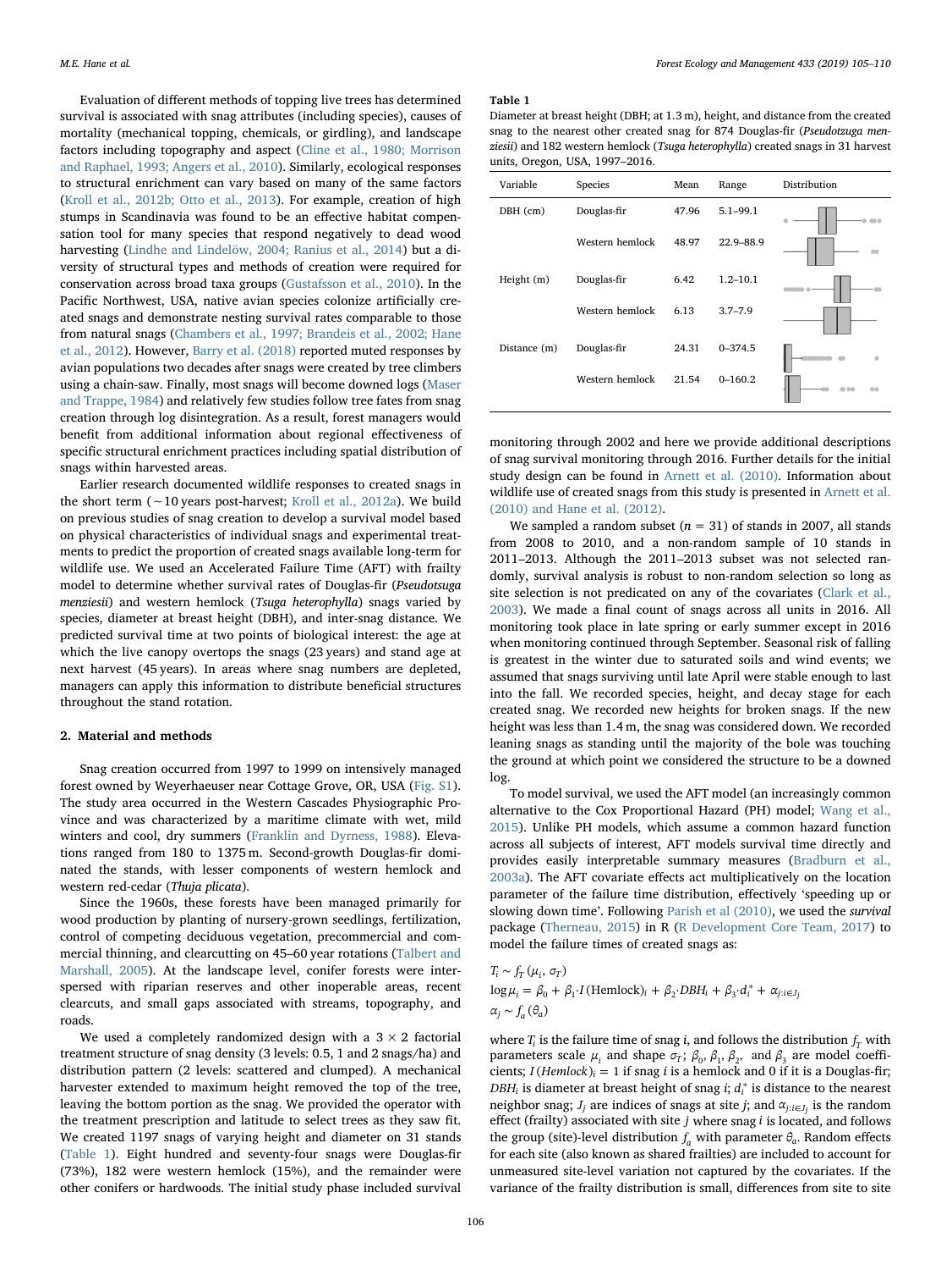Evaluation of different methods of topping live trees has determined survival is associated with snag attributes (including species), causes of mortality (mechanical topping, chemicals, or girdling), and landscape factors including topography and aspect (Cline et al., 1980; Morrison and Raphael, 1993; Angers et al., 2010). Similarly, ecological responses to structural enrichment can vary based on many of the same factors (Kroll et al., 2012b; Otto et al., 2013). For example, creation of high stumps in Scandinavia was found to be an effective habitat compensation tool for many species that respond negatively to dead wood harvesting (Lindhe and Lindelöw, 2004; Ranius et al., 2014) but a diversity of structural types and methods of creation were required for conservation across broad taxa groups (Gustafsson et al., 2010). In the Pacific Northwest, USA, native avian species colonize artificially created snags and demonstrate nesting survival rates comparable to those from natural snags (Chambers et al., 1997; Brandeis et al., 2002; Hane et al., 2012). However, Barry et al. (2018) reported muted responses by avian populations two decades after snags were created by tree climbers using a chain-saw. Finally, most snags will become downed logs (Maser and Trappe, 1984) and relatively few studies follow tree fates from snag creation through log disintegration. As a result, forest managers would benefit from additional information about regional effectiveness of specific structural enrichment practices including spatial distribution of snags within harvested areas.

Earlier research documented wildlife responses to created snags in the short term (~10 years post-harvest; Kroll et al., 2012a). We build on previous studies of snag creation to develop a survival model based on physical characteristics of individual snags and experimental treatments to predict the proportion of created snags available long-term for wildlife use. We used an Accelerated Failure Time (AFT) with frailty model to determine whether survival rates of Douglas-fir (*Pseudotsuga menziesii*) and western hemlock (*Tsuga heterophylla*) snags varied by species, diameter at breast height (DBH), and inter-snag distance. We predicted survival time at two points of biological interest: the age at which the live canopy overtops the snags (23 years) and stand age at next harvest (45 years). In areas where snag numbers are depleted, managers can apply this information to distribute beneficial structures throughout the stand rotation.

## 2. Material and methods

Snag creation occurred from 1997 to 1999 on intensively managed forest owned by Weyerhaeuser near Cottage Grove, OR, USA (Fig. S1). The study area occurred in the Western Cascades Physiographic Province and was characterized by a maritime climate with wet, mild winters and cool, dry summers (Franklin and Dyrness, 1988). Elevations ranged from 180 to 1375 m. Second-growth Douglas-fir dominated the stands, with lesser components of western hemlock and western red-cedar (*Thuja plicata*).

Since the 1960s, these forests have been managed primarily for wood production by planting of nursery-grown seedlings, fertilization, control of competing deciduous vegetation, precommercial and commercial thinning, and clearcutting on 45–60 year rotations (Talbert and Marshall, 2005). At the landscape level, conifer forests were interspersed with riparian reserves and other inoperable areas, recent clearcuts, and small gaps associated with streams, topography, and roads.

We used a completely randomized design with a 3 × 2 factorial treatment structure of snag density (3 levels: 0.5, 1 and 2 snags/ha) and distribution pattern (2 levels: scattered and clumped). A mechanical harvester extended to maximum height removed the top of the tree, leaving the bottom portion as the snag. We provided the operator with the treatment prescription and latitude to select trees as they saw fit. We created 1197 snags of varying height and diameter on 31 stands (Table 1). Eight hundred and seventy-four snags were Douglas-fir (73%), 182 were western hemlock (15%), and the remainder were other conifers or hardwoods. The initial study phase included survival monitoring through 2002 and here we provide additional descriptions of snag survival monitoring through 2016. Further details for the initial study design can be found in Arnett et al. (2010). Information about wildlife use of created snags from this study is presented in Arnett et al. (2010) and Hane et al. (2012).

**Table 1**
Diameter at breast height (DBH; at 1.3 m), height, and distance from the created snag to the nearest other created snag for 874 Douglas-fir (*Pseudotzuga menziesii*) and 182 western hemlock (*Tsuga heterophylla*) created snags in 31 harvest units, Oregon, USA, 1997–2016.

| Variable | Species | Mean | Range | Distribution |
|---|---|---|---|---|
| DBH (cm) | Douglas-fir | 47.96 | 5.1–99.1 | |
| | Western hemlock | 48.97 | 22.9–88.9 | |
| Height (m) | Douglas-fir | 6.42 | 1.2–10.1 | |
| | Western hemlock | 6.13 | 3.7–7.9 | |
| Distance (m) | Douglas-fir | 24.31 | 0–374.5 | |
| | Western hemlock | 21.54 | 0–160.2 | |

We sampled a random subset ($n$ = 31) of stands in 2007, all stands from 2008 to 2010, and a non-random sample of 10 stands in 2011–2013. Although the 2011–2013 subset was not selected randomly, survival analysis is robust to non-random selection so long as site selection is not predicated on any of the covariates (Clark et al., 2003). We made a final count of snags across all units in 2016. All monitoring took place in late spring or early summer except in 2016 when monitoring continued through September. Seasonal risk of falling is greatest in the winter due to saturated soils and wind events; we assumed that snags surviving until late April were stable enough to last into the fall. We recorded species, height, and decay stage for each created snag. We recorded new heights for broken snags. If the new height was less than 1.4 m, the snag was considered down. We recorded leaning snags as standing until the majority of the bole was touching the ground at which point we considered the structure to be a downed log.

To model survival, we used the AFT model (an increasingly common alternative to the Cox Proportional Hazard (PH) model; Wang et al., 2015). Unlike PH models, which assume a common hazard function across all subjects of interest, AFT models survival time directly and provides easily interpretable summary measures (Bradburn et al., 2003a). The AFT covariate effects act multiplicatively on the location parameter of the failure time distribution, effectively 'speeding up or slowing down time'. Following Parish et al (2010), we used the *survival* package (Therneau, 2015) in R (R Development Core Team, 2017) to model the failure times of created snags as:

$$T_i \sim f_T(\mu_i, \sigma_T)$$
$$\log \mu_i = \beta_0 + \beta_1 \cdot I(\text{Hemlock})_i + \beta_2 \cdot DBH_i + \beta_3 \cdot d_i^* + \alpha_{j:i \in J_j}$$
$$\alpha_j \sim f_a(\theta_a)$$

where $T_i$ is the failure time of snag $i$, and follows the distribution $f_T$ with parameters scale $\mu_i$ and shape $\sigma_T$; $\beta_0$, $\beta_1$, $\beta_2$, and $\beta_3$ are model coefficients; $I(Hemlock)_i = 1$ if snag $i$ is a hemlock and 0 if it is a Douglas-fir; $DBH_i$ is diameter at breast height of snag $i$; $d_i^*$ is distance to the nearest neighbor snag; $J_j$ are indices of snags at site $j$; and $\alpha_{j:i \in J_j}$ is the random effect (frailty) associated with site $j$ where snag $i$ is located, and follows the group (site)-level distribution $f_a$ with parameter $\theta_a$. Random effects for each site (also known as shared frailties) are included to account for unmeasured site-level variation not captured by the covariates. If the variance of the frailty distribution is small, differences from site to site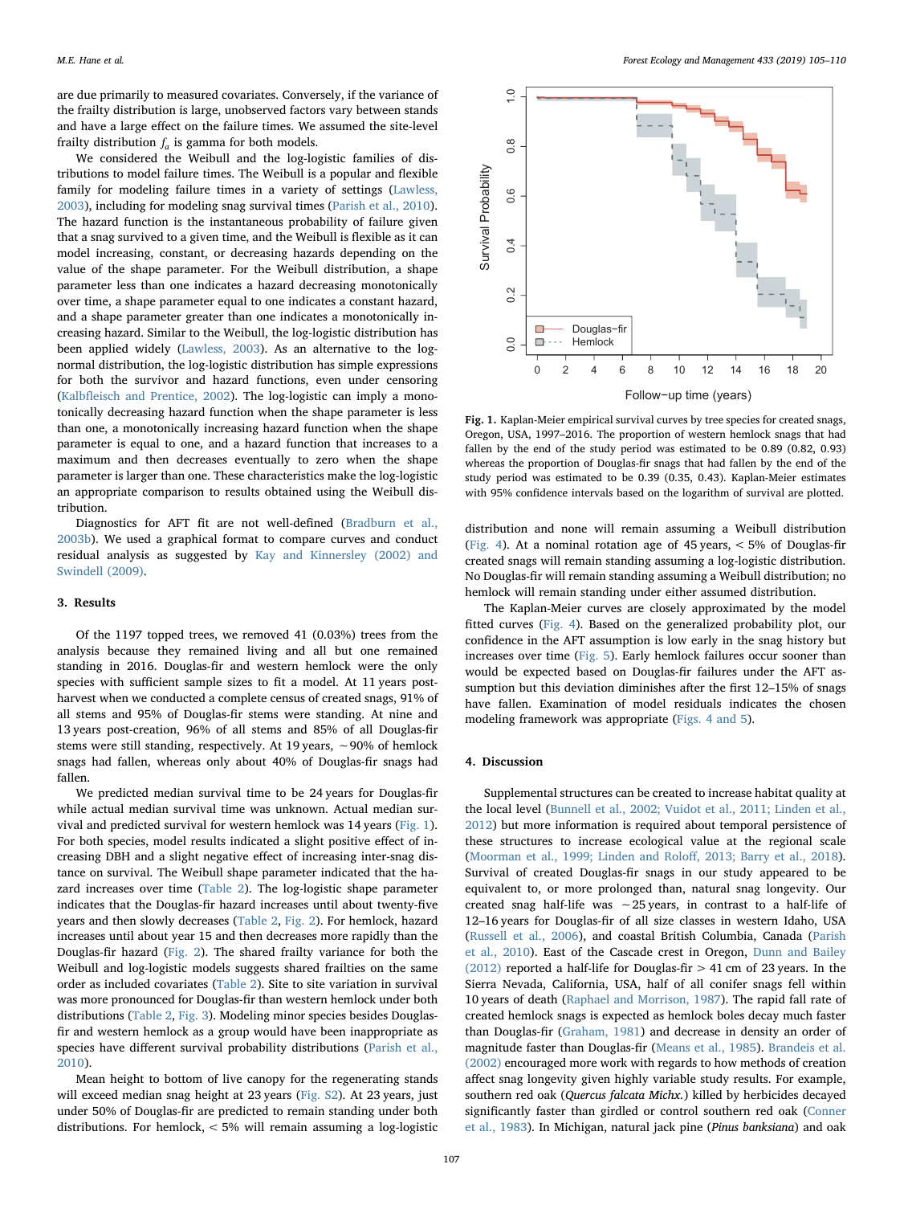are due primarily to measured covariates. Conversely, if the variance of the frailty distribution is large, unobserved factors vary between stands and have a large effect on the failure times. We assumed the site-level frailty distribution $f_a$ is gamma for both models.

We considered the Weibull and the log-logistic families of distributions to model failure times. The Weibull is a popular and flexible family for modeling failure times in a variety of settings (Lawless, 2003), including for modeling snag survival times (Parish et al., 2010). The hazard function is the instantaneous probability of failure given that a snag survived to a given time, and the Weibull is flexible as it can model increasing, constant, or decreasing hazards depending on the value of the shape parameter. For the Weibull distribution, a shape parameter less than one indicates a hazard decreasing monotonically over time, a shape parameter equal to one indicates a constant hazard, and a shape parameter greater than one indicates a monotonically increasing hazard. Similar to the Weibull, the log-logistic distribution has been applied widely (Lawless, 2003). As an alternative to the log-normal distribution, the log-logistic distribution has simple expressions for both the survivor and hazard functions, even under censoring (Kalbfleisch and Prentice, 2002). The log-logistic can imply a monotonically decreasing hazard function when the shape parameter is less than one, a monotonically increasing hazard function when the shape parameter is equal to one, and a hazard function that increases to a maximum and then decreases eventually to zero when the shape parameter is larger than one. These characteristics make the log-logistic an appropriate comparison to results obtained using the Weibull distribution.

Diagnostics for AFT fit are not well-defined (Bradburn et al., 2003b). We used a graphical format to compare curves and conduct residual analysis as suggested by Kay and Kinnersley (2002) and Swindell (2009).

## 3. Results

Of the 1197 topped trees, we removed 41 (0.03%) trees from the analysis because they remained living and all but one remained standing in 2016. Douglas-fir and western hemlock were the only species with sufficient sample sizes to fit a model. At 11 years post-harvest when we conducted a complete census of created snags, 91% of all stems and 95% of Douglas-fir stems were standing. At nine and 13 years post-creation, 96% of all stems and 85% of all Douglas-fir stems were still standing, respectively. At 19 years, ~90% of hemlock snags had fallen, whereas only about 40% of Douglas-fir snags had fallen.

We predicted median survival time to be 24 years for Douglas-fir while actual median survival time was unknown. Actual median survival and predicted survival for western hemlock was 14 years (Fig. 1). For both species, model results indicated a slight positive effect of increasing DBH and a slight negative effect of increasing inter-snag distance on survival. The Weibull shape parameter indicated that the hazard increases over time (Table 2). The log-logistic shape parameter indicates that the Douglas-fir hazard increases until about twenty-five years and then slowly decreases (Table 2, Fig. 2). For hemlock, hazard increases until about year 15 and then decreases more rapidly than the Douglas-fir hazard (Fig. 2). The shared frailty variance for both the Weibull and log-logistic models suggests shared frailties on the same order as included covariates (Table 2). Site to site variation in survival was more pronounced for Douglas-fir than western hemlock under both distributions (Table 2, Fig. 3). Modeling minor species besides Douglas-fir and western hemlock as a group would have been inappropriate as species have different survival probability distributions (Parish et al., 2010).

Mean height to bottom of live canopy for the regenerating stands will exceed median snag height at 23 years (Fig. S2). At 23 years, just under 50% of Douglas-fir are predicted to remain standing under both distributions. For hemlock, < 5% will remain assuming a log-logistic distribution and none will remain assuming a Weibull distribution (Fig. 4). At a nominal rotation age of 45 years, < 5% of Douglas-fir created snags will remain standing assuming a log-logistic distribution. No Douglas-fir will remain standing assuming a Weibull distribution; no hemlock will remain standing under either assumed distribution.

**Fig. 1.** Kaplan-Meier empirical survival curves by tree species for created snags, Oregon, USA, 1997–2016. The proportion of western hemlock snags that had fallen by the end of the study period was estimated to be 0.89 (0.82, 0.93) whereas the proportion of Douglas-fir snags that had fallen by the end of the study period was estimated to be 0.39 (0.35, 0.43). Kaplan-Meier estimates with 95% confidence intervals based on the logarithm of survival are plotted.

The Kaplan-Meier curves are closely approximated by the model fitted curves (Fig. 4). Based on the generalized probability plot, our confidence in the AFT assumption is low early in the snag history but increases over time (Fig. 5). Early hemlock failures occur sooner than would be expected based on Douglas-fir failures under the AFT assumption but this deviation diminishes after the first 12–15% of snags have fallen. Examination of model residuals indicates the chosen modeling framework was appropriate (Figs. 4 and 5).

## 4. Discussion

Supplemental structures can be created to increase habitat quality at the local level (Bunnell et al., 2002; Vuidot et al., 2011; Linden et al., 2012) but more information is required about temporal persistence of these structures to increase ecological value at the regional scale (Moorman et al., 1999; Linden and Roloff, 2013; Barry et al., 2018). Survival of created Douglas-fir snags in our study appeared to be equivalent to, or more prolonged than, natural snag longevity. Our created snag half-life was ~25 years, in contrast to a half-life of 12–16 years for Douglas-fir of all size classes in western Idaho, USA (Russell et al., 2006), and coastal British Columbia, Canada (Parish et al., 2010). East of the Cascade crest in Oregon, Dunn and Bailey (2012) reported a half-life for Douglas-fir > 41 cm of 23 years. In the Sierra Nevada, California, USA, half of all conifer snags fell within 10 years of death (Raphael and Morrison, 1987). The rapid fall rate of created hemlock snags is expected as hemlock boles decay much faster than Douglas-fir (Graham, 1981) and decrease in density an order of magnitude faster than Douglas-fir (Means et al., 1985). Brandeis et al. (2002) encouraged more work with regards to how methods of creation affect snag longevity given highly variable study results. For example, southern red oak (*Quercus falcata Michx.*) killed by herbicides decayed significantly faster than girdled or control southern red oak (Conner et al., 1983). In Michigan, natural jack pine (*Pinus banksiana*) and oak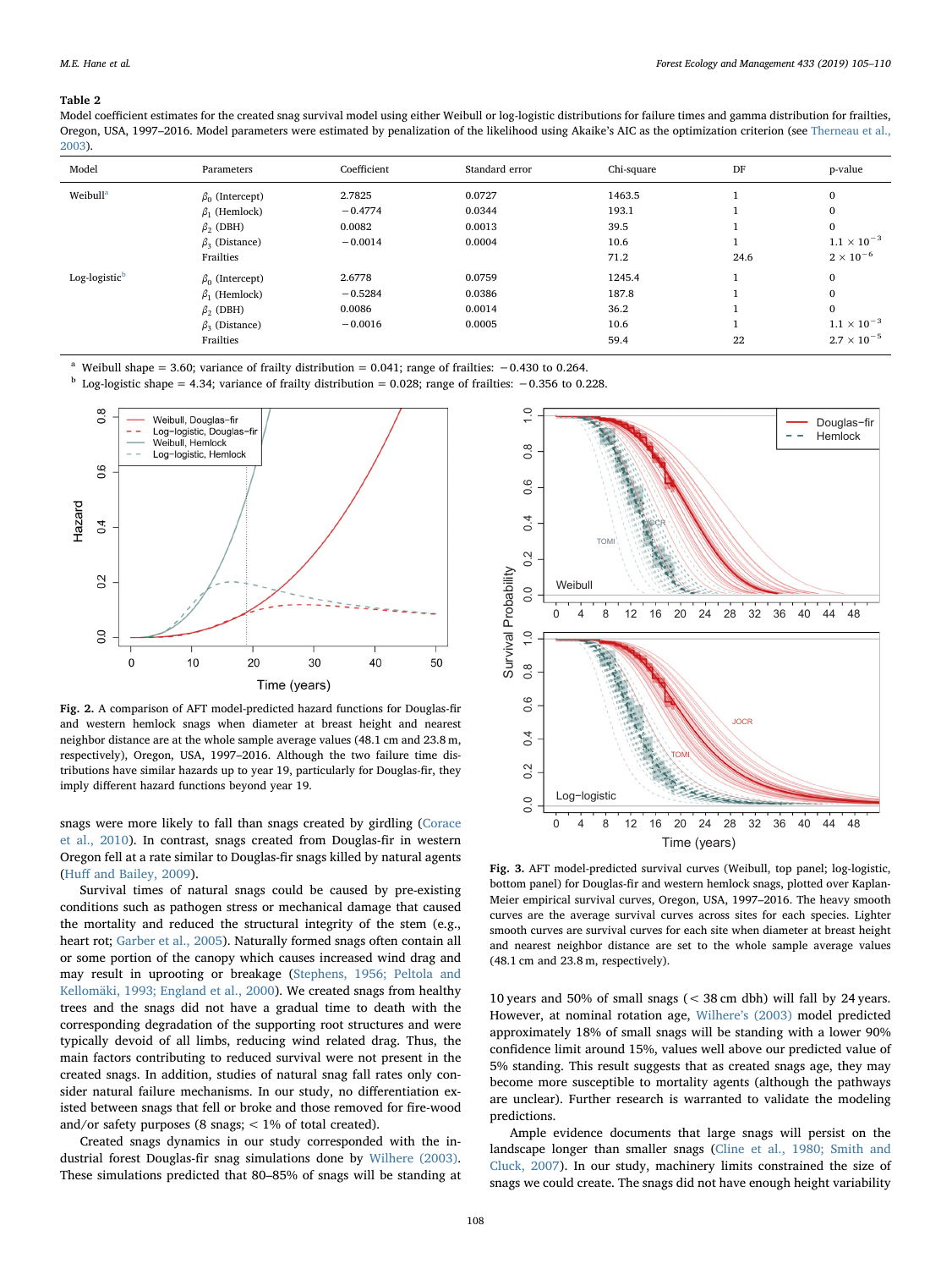**Table 2**

Model coefficient estimates for the created snag survival model using either Weibull or log-logistic distributions for failure times and gamma distribution for frailties, Oregon, USA, 1997–2016. Model parameters were estimated by penalization of the likelihood using Akaike's AIC as the optimization criterion (see Therneau et al., 2003).

| Model | Parameters | Coefficient | Standard error | Chi-square | DF | p-value |
|---|---|---|---|---|---|---|
| Weibull[a] | $\beta_0$ (Intercept) | 2.7825 | 0.0727 | 1463.5 | 1 | 0 |
| | $\beta_1$ (Hemlock) | −0.4774 | 0.0344 | 193.1 | 1 | 0 |
| | $\beta_2$ (DBH) | 0.0082 | 0.0013 | 39.5 | 1 | 0 |
| | $\beta_3$ (Distance) | −0.0014 | 0.0004 | 10.6 | 1 | $1.1 \times 10^{-3}$ |
| | Frailties | | | 71.2 | 24.6 | $2 \times 10^{-6}$ |
| Log-logistic[b] | $\beta_0$ (Intercept) | 2.6778 | 0.0759 | 1245.4 | 1 | 0 |
| | $\beta_1$ (Hemlock) | −0.5284 | 0.0386 | 187.8 | 1 | 0 |
| | $\beta_2$ (DBH) | 0.0086 | 0.0014 | 36.2 | 1 | 0 |
| | $\beta_3$ (Distance) | −0.0016 | 0.0005 | 10.6 | 1 | $1.1 \times 10^{-3}$ |
| | Frailties | | | 59.4 | 22 | $2.7 \times 10^{-5}$ |

[a] Weibull shape = 3.60; variance of frailty distribution = 0.041; range of frailties: −0.430 to 0.264.
[b] Log-logistic shape = 4.34; variance of frailty distribution = 0.028; range of frailties: −0.356 to 0.228.

**Fig. 2.** A comparison of AFT model-predicted hazard functions for Douglas-fir and western hemlock snags when diameter at breast height and nearest neighbor distance are at the whole sample average values (48.1 cm and 23.8 m, respectively), Oregon, USA, 1997–2016. Although the two failure time distributions have similar hazards up to year 19, particularly for Douglas-fir, they imply different hazard functions beyond year 19.

**Fig. 3.** AFT model-predicted survival curves (Weibull, top panel; log-logistic, bottom panel) for Douglas-fir and western hemlock snags, plotted over Kaplan-Meier empirical survival curves, Oregon, USA, 1997–2016. The heavy smooth curves are the average survival curves across sites for each species. Lighter smooth curves are survival curves for each site when diameter at breast height and nearest neighbor distance are set to the whole sample average values (48.1 cm and 23.8 m, respectively).

snags were more likely to fall than snags created by girdling (Corace et al., 2010). In contrast, snags created from Douglas-fir in western Oregon fell at a rate similar to Douglas-fir snags killed by natural agents (Huff and Bailey, 2009).

Survival times of natural snags could be caused by pre-existing conditions such as pathogen stress or mechanical damage that caused the mortality and reduced the structural integrity of the stem (e.g., heart rot; Garber et al., 2005). Naturally formed snags often contain all or some portion of the canopy which causes increased wind drag and may result in uprooting or breakage (Stephens, 1956; Peltola and Kellomäki, 1993; England et al., 2000). We created snags from healthy trees and the snags did not have a gradual time to death with the corresponding degradation of the supporting root structures and were typically devoid of all limbs, reducing wind related drag. Thus, the main factors contributing to reduced survival were not present in the created snags. In addition, studies of natural snag fall rates only consider natural failure mechanisms. In our study, no differentiation existed between snags that fell or broke and those removed for fire-wood and/or safety purposes (8 snags; < 1% of total created).

Created snags dynamics in our study corresponded with the industrial forest Douglas-fir snag simulations done by Wilhere (2003). These simulations predicted that 80–85% of snags will be standing at 10 years and 50% of small snags (< 38 cm dbh) will fall by 24 years. However, at nominal rotation age, Wilhere's (2003) model predicted approximately 18% of small snags will be standing with a lower 90% confidence limit around 15%, values well above our predicted value of 5% standing. This result suggests that as created snags age, they may become more susceptible to mortality agents (although the pathways are unclear). Further research is warranted to validate the modeling predictions.

Ample evidence documents that large snags will persist on the landscape longer than smaller snags (Cline et al., 1980; Smith and Cluck, 2007). In our study, machinery limits constrained the size of snags we could create. The snags did not have enough height variability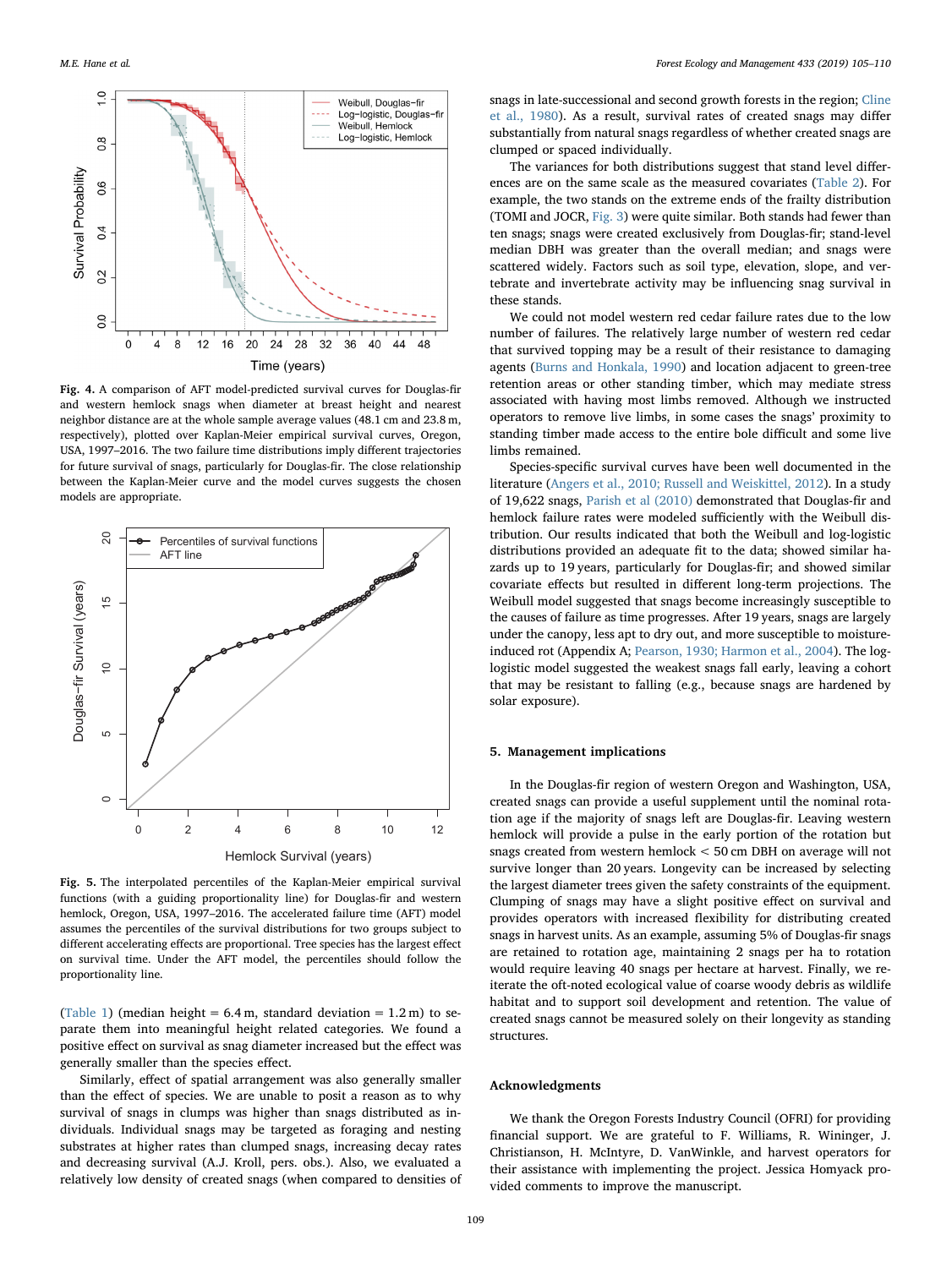Fig. 4. A comparison of AFT model-predicted survival curves for Douglas-fir and western hemlock snags when diameter at breast height and nearest neighbor distance are at the whole sample average values (48.1 cm and 23.8 m, respectively), plotted over Kaplan-Meier empirical survival curves, Oregon, USA, 1997–2016. The two failure time distributions imply different trajectories for future survival of snags, particularly for Douglas-fir. The close relationship between the Kaplan-Meier curve and the model curves suggests the chosen models are appropriate.

Fig. 5. The interpolated percentiles of the Kaplan-Meier empirical survival functions (with a guiding proportionality line) for Douglas-fir and western hemlock, Oregon, USA, 1997–2016. The accelerated failure time (AFT) model assumes the percentiles of the survival distributions for two groups subject to different accelerating effects are proportional. Tree species has the largest effect on survival time. Under the AFT model, the percentiles should follow the proportionality line.

(Table 1) (median height = 6.4 m, standard deviation = 1.2 m) to separate them into meaningful height related categories. We found a positive effect on survival as snag diameter increased but the effect was generally smaller than the species effect.

Similarly, effect of spatial arrangement was also generally smaller than the effect of species. We are unable to posit a reason as to why survival of snags in clumps was higher than snags distributed as individuals. Individual snags may be targeted as foraging and nesting substrates at higher rates than clumped snags, increasing decay rates and decreasing survival (A.J. Kroll, pers. obs.). Also, we evaluated a relatively low density of created snags (when compared to densities of snags in late-successional and second growth forests in the region; Cline et al., 1980). As a result, survival rates of created snags may differ substantially from natural snags regardless of whether created snags are clumped or spaced individually.

The variances for both distributions suggest that stand level differences are on the same scale as the measured covariates (Table 2). For example, the two stands on the extreme ends of the frailty distribution (TOMI and JOCR, Fig. 3) were quite similar. Both stands had fewer than ten snags; snags were created exclusively from Douglas-fir; stand-level median DBH was greater than the overall median; and snags were scattered widely. Factors such as soil type, elevation, slope, and vertebrate and invertebrate activity may be influencing snag survival in these stands.

We could not model western red cedar failure rates due to the low number of failures. The relatively large number of western red cedar that survived topping may be a result of their resistance to damaging agents (Burns and Honkala, 1990) and location adjacent to green-tree retention areas or other standing timber, which may mediate stress associated with having most limbs removed. Although we instructed operators to remove live limbs, in some cases the snags' proximity to standing timber made access to the entire bole difficult and some live limbs remained.

Species-specific survival curves have been well documented in the literature (Angers et al., 2010; Russell and Weiskittel, 2012). In a study of 19,622 snags, Parish et al (2010) demonstrated that Douglas-fir and hemlock failure rates were modeled sufficiently with the Weibull distribution. Our results indicated that both the Weibull and log-logistic distributions provided an adequate fit to the data; showed similar hazards up to 19 years, particularly for Douglas-fir; and showed similar covariate effects but resulted in different long-term projections. The Weibull model suggested that snags become increasingly susceptible to the causes of failure as time progresses. After 19 years, snags are largely under the canopy, less apt to dry out, and more susceptible to moisture-induced rot (Appendix A; Pearson, 1930; Harmon et al., 2004). The log-logistic model suggested the weakest snags fall early, leaving a cohort that may be resistant to falling (e.g., because snags are hardened by solar exposure).

## 5. Management implications

In the Douglas-fir region of western Oregon and Washington, USA, created snags can provide a useful supplement until the nominal rotation age if the majority of snags left are Douglas-fir. Leaving western hemlock will provide a pulse in the early portion of the rotation but snags created from western hemlock < 50 cm DBH on average will not survive longer than 20 years. Longevity can be increased by selecting the largest diameter trees given the safety constraints of the equipment. Clumping of snags may have a slight positive effect on survival and provides operators with increased flexibility for distributing created snags in harvest units. As an example, assuming 5% of Douglas-fir snags are retained to rotation age, maintaining 2 snags per ha to rotation would require leaving 40 snags per hectare at harvest. Finally, we reiterate the oft-noted ecological value of coarse woody debris as wildlife habitat and to support soil development and retention. The value of created snags cannot be measured solely on their longevity as standing structures.

## Acknowledgments

We thank the Oregon Forests Industry Council (OFRI) for providing financial support. We are grateful to F. Williams, R. Wininger, J. Christianson, H. McIntyre, D. VanWinkle, and harvest operators for their assistance with implementing the project. Jessica Homyack provided comments to improve the manuscript.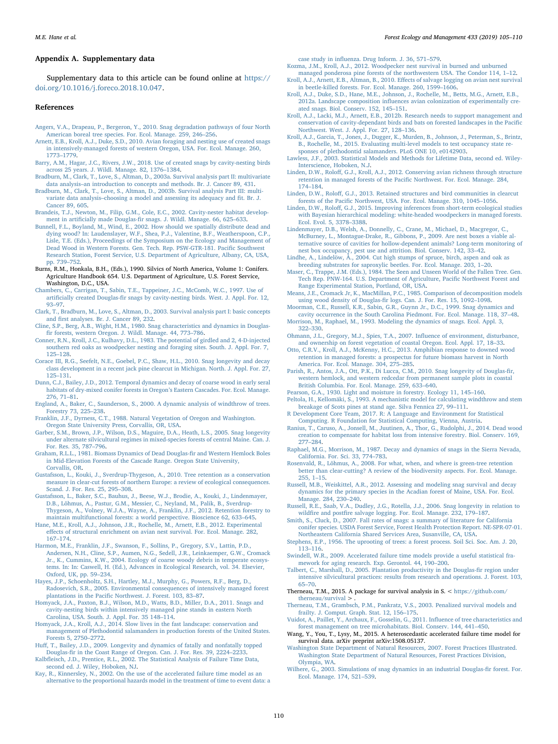## Appendix A. Supplementary data

Supplementary data to this article can be found online at https://doi.org/10.1016/j.foreco.2018.10.047.

## References

Angers, V.A., Drapeau, P., Bergeron, Y., 2010. Snag degradation pathways of four North American boreal tree species. For. Ecol. Manage. 259, 246–256.

Arnett, E.B., Kroll, A.J., Duke, S.D., 2010. Avian foraging and nesting use of created snags in intensively-managed forests of western Oregon, USA. For. Ecol. Manage. 260, 1773–1779.

Barry, A.M., Hagar, J.C., Rivers, J.W., 2018. Use of created snags by cavity-nesting birds across 25 years. J. Wildl. Manage. 82, 1376–1384.

Bradburn, M., Clark, T., Love, S., Altman, D., 2003a. Survival analysis part II: multivariate data analysis–an introduction to concepts and methods. Br. J. Cancer 89, 431.

Bradburn, M., Clark, T., Love, S., Altman, D., 2003b. Survival analysis Part III: multivariate data analysis–choosing a model and assessing its adequacy and fit. Br. J. Cancer 89, 605.

Brandeis, T.J., Newton, M., Filip, G.M., Cole, E.C., 2002. Cavity-nester habitat development in artificially made Douglas-fir snags. J. Wildl. Manage. 66, 625–633.

Bunnell, F.L., Boyland, M., Wind, E., 2002. How should we spatially distribute dead and dying wood? In: Laudenslayer, W.F., Shea, P.J., Valentine, B.F., Weatherspoon, C.P., Lisle, T.E. (Eds.), Proceedings of the Symposium on the Ecology and Management of Dead Wood in Western Forests. Gen. Tech. Rep. PSW-GTR-181. Pacific Southwest Research Station, Forest Service, U.S. Department of Agriculture, Albany, CA, USA, pp. 739–752.

Burns, R.M., Honkala, B.H., (Eds.), 1990. Silvics of North America, Volume 1: Conifers. Agriculture Handbook 654. U.S. Department of Agriculture, U.S. Forest Service, Washington, D.C., USA.

Chambers, C., Carrigan, T., Sabin, T.E., Tappeiner, J.C., McComb, W.C., 1997. Use of artificially created Douglas-fir snags by cavity-nesting birds. West. J. Appl. For. 12, 93–97.

Clark, T., Bradburn, M., Love, S., Altman, D., 2003. Survival analysis part I: basic concepts and first analyses. Br. J. Cancer 89, 232.

Cline, S.P., Berg, A.B., Wight, H.M., 1980. Snag characteristics and dynamics in Douglas-fir forests, western Oregon. J. Wildl. Manage. 44, 773–786.

Conner, R.N., Kroll, J.C., Kulhavy, D.L., 1983. The potential of girdled and 2, 4-D-injected southern red oaks as woodpecker nesting and foraging sites. South. J. Appl. For. 7, 125–128.

Corace III, R.G., Seefelt, N.E., Goebel, P.C., Shaw, H.L., 2010. Snag longevity and decay class development in a recent jack pine clearcut in Michigan. North. J. Appl. For. 27, 125–131.

Dunn, C.J., Bailey, J.D., 2012. Temporal dynamics and decay of coarse wood in early seral habitats of dry-mixed conifer forests in Oregon's Eastern Cascades. For. Ecol. Manage. 276, 71–81.

England, A., Baker, C., Saunderson, S., 2000. A dynamic analysis of windthrow of trees. Forestry 73, 225–238.

Franklin, J.F., Dyrness, C.T., 1988. Natural Vegetation of Oregon and Washington. Oregon State University Press, Corvallis, OR, USA.

Garber, S.M., Brown, J.P., Wilson, D.S., Maguire, D.A., Heath, L.S., 2005. Snag longevity under alternate silvicultural regimes in mixed-species forests of central Maine. Can. J. For. Res. 35, 787–796.

Graham, R.L.L., 1981. Biomass Dynamics of Dead Douglas-fir and Western Hemlock Boles in Mid-Elevation Forests of the Cascade Range. Oregon State University, Corvallis, OR.

Gustafsson, L., Kouki, J., Sverdrup-Thygeson, A., 2010. Tree retention as a conservation measure in clear-cut forests of northern Europe: a review of ecological consequences. Scand. J. For. Res. 25, 295–308.

Gustafsson, L., Baker, S.C., Bauhus, J., Beese, W.J., Brodie, A., Kouki, J., Lindenmayer, D.B., Lõhmus, A., Pastur, G.M., Messier, C., Neyland, M., Palik, B., Sverdrup-Thygeson, A., Volney, W.J.A., Wayne, A., Franklin, J.F., 2012. Retention forestry to maintain multifunctional forests: a world perspective. Bioscience 62, 633–645.

Hane, M.E., Kroll, A.J., Johnson, J.R., Rochelle, M., Arnett, E.B., 2012. Experimental effects of structural enrichment on avian nest survival. For. Ecol. Manage. 282, 167–174.

Harmon, M.E., Franklin, J.F., Swanson, F.J., Sollins, P., Gregory, S.V., Lattin, P.D., Andersen, N.H., Cline, S.P., Aumen, N.G., Sedell, J.R., Leinkaemper, G.W., Cromack Jr., K., Cummins, K.W., 2004. Ecology of coarse woody debris in temperate ecosystems. In: In: Caswell, H. (Ed.), Advances in Ecological Research, vol. 34. Elsevier, Oxford, UK, pp. 59–234.

Hayes, J.P., Schoenholtz, S.H., Hartley, M.J., Murphy, G., Powers, R.F., Berg, D., Radosevich, S.R., 2005. Environmental consequences of intensively managed forest plantations in the Pacific Northwest. J. Forest. 103, 83–87.

Homyack, J.A., Paxton, B.J., Wilson, M.D., Watts, B.D., Miller, D.A., 2011. Snags and cavity-nesting birds within intensively managed pine stands in eastern North Carolina, USA. South. J. Appl. For. 35 148–114.

Homyack, J.A., Kroll, A.J., 2014. Slow lives in the fast landscape: conservation and management of Plethodontid salamanders in production forests of the United States. Forests 5, 2750–2772.

Huff, T., Bailey, J.D., 2009. Longevity and dynamics of fatally and nonfatally topped Douglas-fir in the Coast Range of Oregon. Can. J. For. Res. 39, 2224–2233.

Kalbfleisch, J.D., Prentice, R.L., 2002. The Statistical Analysis of Failure Time Data, second ed. J. Wiley, Hoboken, NJ.

Kay, R., Kinnersley, N., 2002. On the use of the accelerated failure time model as an alternative to the proportional hazards model in the treatment of time to event data: a case study in influenza. Drug Inform. J. 36, 571–579.

Kozma, J.M., Kroll, A.J., 2012. Woodpecker nest survival in burned and unburned managed ponderosa pine forests of the northwestern USA. The Condor 114, 1–12.

Kroll, A.J., Arnett, E.B., Altman, B., 2010. Effects of salvage logging on avian nest survival in beetle-killed forests. For. Ecol. Manage. 260, 1599–1606.

Kroll, A.J., Duke, S.D., Hane, M.E., Johnson, J., Rochelle, M., Betts, M.G., Arnett, E.B., 2012a. Landscape composition influences avian colonization of experimentally created snags. Biol. Conserv. 152, 145–151.

Kroll, A.J., Lacki, M.J., Arnett, E.B., 2012b. Research needs to support management and conservation of cavity-dependant birds and bats on forested landscapes in the Pacific Northwest. West. J. Appl. For. 27, 128–136.

Kroll, A.J., Garcia, T., Jones, J., Dugger, K., Murden, B., Johnson, J., Peterman, S., Brintz, B., Rochelle, M., 2015. Evaluating multi-level models to test occupancy state responses of plethodontid salamanders. PLoS ONE 10, e0142903.

Lawless, J.F., 2003. Statistical Models and Methods for Lifetime Data, second ed. Wiley-Interscience, Hoboken, N.J.

Linden, D.W., Roloff, G.J., Kroll, A.J., 2012. Conserving avian richness through structure retention in managed forests of the Pacific Northwest. For. Ecol. Manage. 284, 174–184.

Linden, D.W., Roloff, G.J., 2013. Retained structures and bird communities in clearcut forests of the Pacific Northwest, USA. For. Ecol. Manage. 310, 1045–1056.

Linden, D.W., Roloff, G.J., 2015. Improving inferences from short-term ecological studies with Bayesian hierarchical modeling: white-headed woodpeckers in managed forests. Ecol. Evol. 5, 3378–3388.

Lindenmayer, D.B., Welsh, A., Donnelly, C., Crane, M., Michael, D., Macgregor, C., McBurney, L., Montague-Drake, R., Gibbons, P., 2009. Are nest boxes a viable alternative source of cavities for hollow-dependent animals? Long-term monitoring of nest box occupancy, pest use and attrition. Biol. Conserv. 142, 33–42.

Lindhe, A., Lindelöw, Å., 2004. Cut high stumps of spruce, birch, aspen and oak as breeding substrates for saproxylic beetles. For. Ecol. Manage. 203, 1–20.

Maser, C., Trappe, J.M. (Eds.), 1984. The Seen and Unseen World of the Fallen Tree. Gen. Tech Rep. PNW-164. U.S. Department of Agriculture, Pacific Northwest Forest and Range Experimental Station, Portland, OR, USA.

Means, J.E., Cromack Jr, K., MacMillan, P.C., 1985. Comparison of decomposition models using wood density of Douglas-fir logs. Can. J. For. Res. 15, 1092–1098.

Moorman, C.E., Russell, K.R., Sabin, G.R., Guynn Jr., D.C., 1999. Snag dynamics and cavity occurrence in the South Carolina Piedmont. For. Ecol. Manage. 118, 37–48.

Morrison, M., Raphael, M., 1993. Modeling the dynamics of snags. Ecol. Appl. 3, 322–330.

Ohmann, J.L., Gregory, M.J., Spies, T.A., 2007. Influence of environment, disturbance, and ownership on forest vegetation of coastal Oregon. Ecol. Appl. 17, 18–33.

Otto, C.R.V., Kroll, A.J., McKenny, H.C., 2013. Amphibian response to downed wood retention in managed forests: a prospectus for future biomass harvest in North America. For. Ecol. Manage. 304, 275–285.

Parish, R., Antos, J.A., Ott, P.K., Di Lucca, C.M., 2010. Snag longevity of Douglas-fir, western hemlock, and western redcedar from permanent sample plots in coastal British Columbia. For. Ecol. Manage. 259, 633–640.

Pearson, G.A., 1930. Light and moisture in forestry. Ecology 11, 145–160.

Peltola, H., Kellomäki, S., 1993. A mechanistic model for calculating windthrow and stem breakage of Scots pines at stand age. Silva Fennica 27, 99–111.

R Development Core Team, 2017. R: A Language and Environment for Statistical Computing. R Foundation for Statistical Computing, Vienna, Austria.

Ranius, T., Caruso, A., Jonsell, M., Juutinen, A., Thor, G., Rudolphi, J., 2014. Dead wood creation to compensate for habitat loss from intensive forestry. Biol. Conserv. 169, 277–284.

Raphael, M.G., Morrison, M., 1987. Decay and dynamics of snags in the Sierra Nevada, California. For. Sci. 33, 774–783.

Rosenvald, R., Lõhmus, A., 2008. For what, when, and where is green-tree retention better than clear-cutting? A review of the biodiversity aspects. For. Ecol. Manage. 255, 1–15.

Russell, M.B., Weiskittel, A.R., 2012. Assessing and modeling snag survival and decay dynamics for the primary species in the Acadian forest of Maine, USA. For. Ecol. Manage. 284, 230–240.

Russell, R.E., Saab, V.A., Dudley, J.G., Rotella, J.J., 2006. Snag longevity in relation to wildfire and postfire salvage logging. For. Ecol. Manage. 232, 179–187.

Smith, S., Cluck, D., 2007. Fall rates of snags: a summary of literature for California conifer species. USDA Forest Service, Forest Health Protection Report. NE-SPR-07-01. Northeastern California Shared Services Area, Susanville, CA, USA.

Stephens, E.P., 1956. The uprooting of trees: a forest process. Soil Sci. Soc. Am. J. 20, 113–116.

Swindell, W.R., 2009. Accelerated failure time models provide a useful statistical framework for aging research. Exp. Gerontol. 44, 190–200.

Talbert, C., Marshall, D., 2005. Plantation productivity in the Douglas-fir region under intensive silvicultural practices: results from research and operations. J. Forest. 103, 65–70.

Therneau, T.M., 2015. A package for survival analysis in S. < https://github.com/therneau/survival > .

Therneau, T.M., Grambsch, P.M., Pankratz, V.S., 2003. Penalized survival models and frailty. J. Comput. Graph. Stat. 12, 156–175.

Vuidot, A., Paillet, Y., Archaux, F., Gosselin, G., 2011. Influence of tree characteristics and forest management on tree microhabitats. Biol. Conserv. 144, 441–450.

Wang, Y., You, T., Lysy, M., 2015. A heteroscedastic accelerated failure time model for survival data. arXiv preprint arXiv:1508.05137.

Washington State Department of Natural Resources, 2007. Forest Practices Illustrated. Washington State Department of Natural Resources, Forest Practices Division, Olympia, WA.

Wilhere, G., 2003. Simulations of snag dynamics in an industrial Douglas-fir forest. For. Ecol. Manage. 174, 521–539.